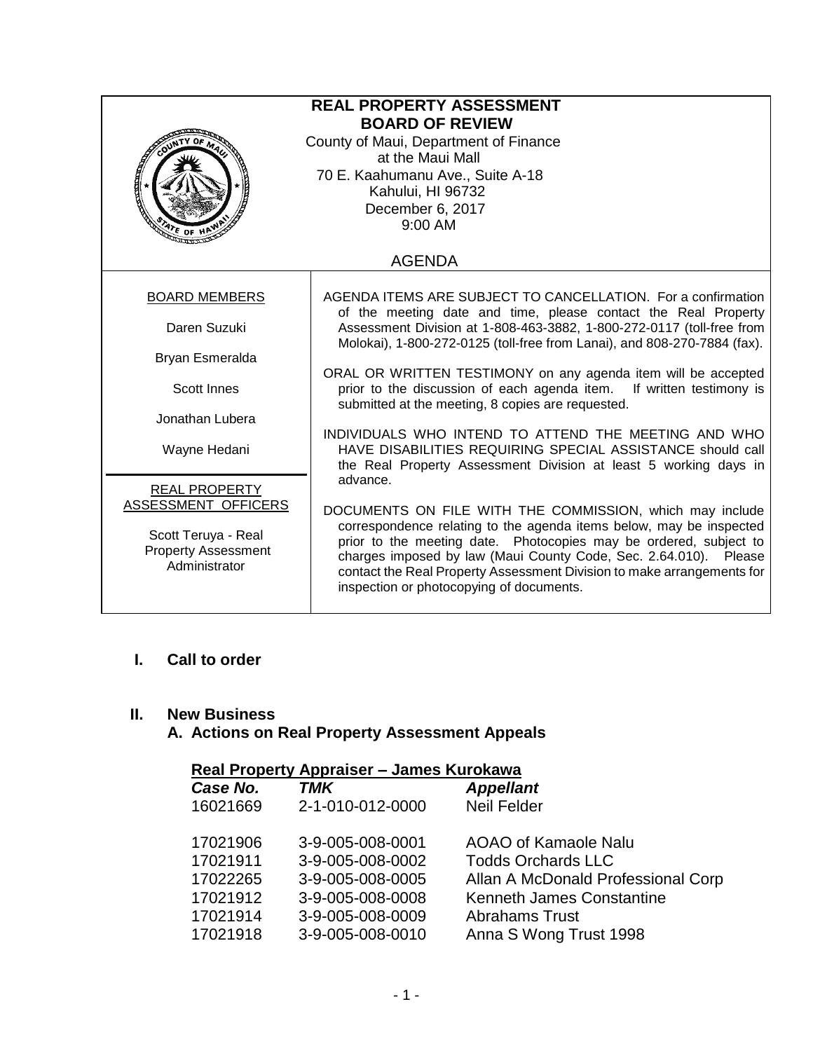# REAL PROPERTY ASSESSMENT BOARD OF REVIEW

County of Maui, Department of Finance
at the Maui Mall
70 E. Kaahumanu Ave., Suite A-18
Kahului, HI 96732
December 6, 2017
9:00 AM

AGENDA

| BOARD MEMBERS | |
|---|---|
| Daren Suzuki<br>Bryan Esmeralda<br>Scott Innes<br>Jonathan Lubera<br>Wayne Hedani | AGENDA ITEMS ARE SUBJECT TO CANCELLATION. For a confirmation of the meeting date and time, please contact the Real Property Assessment Division at 1-808-463-3882, 1-800-272-0117 (toll-free from Molokai), 1-800-272-0125 (toll-free from Lanai), and 808-270-7884 (fax).<br><br>ORAL OR WRITTEN TESTIMONY on any agenda item will be accepted prior to the discussion of each agenda item. If written testimony is submitted at the meeting, 8 copies are requested.<br><br>INDIVIDUALS WHO INTEND TO ATTEND THE MEETING AND WHO HAVE DISABILITIES REQUIRING SPECIAL ASSISTANCE should call the Real Property Assessment Division at least 5 working days in advance. |
| **REAL PROPERTY ASSESSMENT OFFICERS**<br><br>Scott Teruya - Real Property Assessment Administrator | DOCUMENTS ON FILE WITH THE COMMISSION, which may include correspondence relating to the agenda items below, may be inspected prior to the meeting date. Photocopies may be ordered, subject to charges imposed by law (Maui County Code, Sec. 2.64.010). Please contact the Real Property Assessment Division to make arrangements for inspection or photocopying of documents. |

## I. Call to order

## II. New Business

### A. Actions on Real Property Assessment Appeals

**Real Property Appraiser – James Kurokawa**

| *Case No.* | *TMK* | *Appellant* |
|---|---|---|
| 16021669 | 2-1-010-012-0000 | Neil Felder |
| 17021906 | 3-9-005-008-0001 | AOAO of Kamaole Nalu |
| 17021911 | 3-9-005-008-0002 | Todds Orchards LLC |
| 17022265 | 3-9-005-008-0005 | Allan A McDonald Professional Corp |
| 17021912 | 3-9-005-008-0008 | Kenneth James Constantine |
| 17021914 | 3-9-005-008-0009 | Abrahams Trust |
| 17021918 | 3-9-005-008-0010 | Anna S Wong Trust 1998 |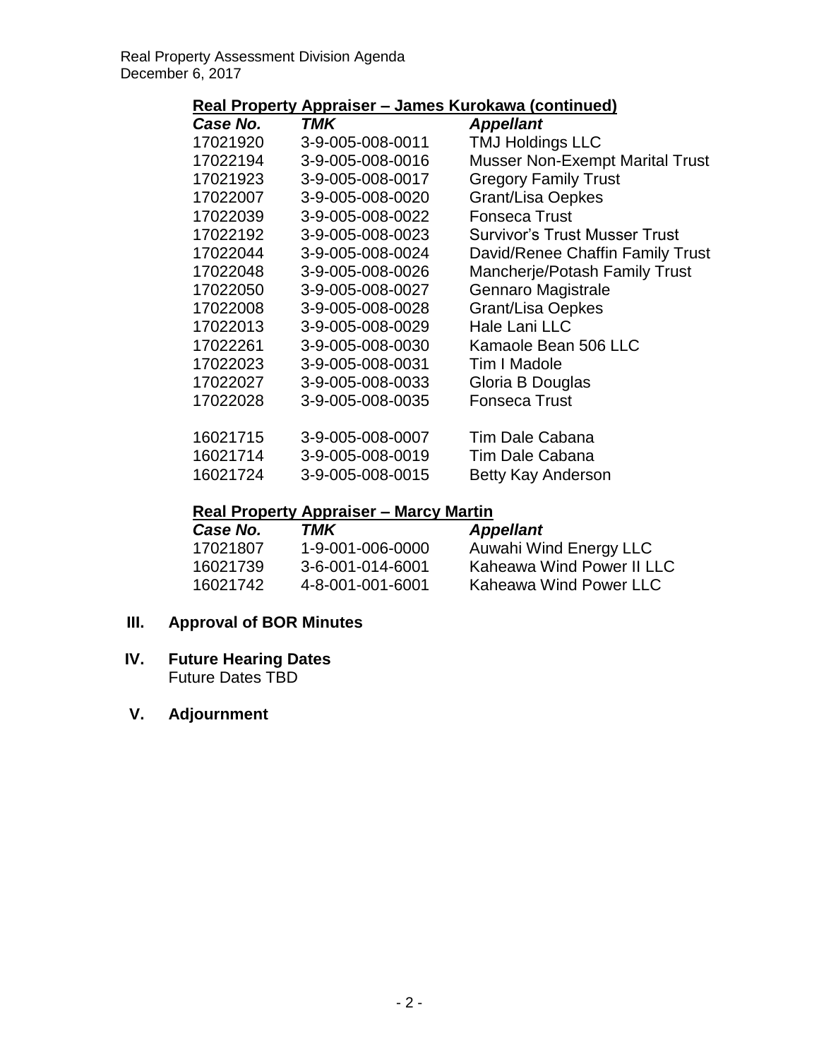**Real Property Appraiser – James Kurokawa (continued)**

| *Case No.* | *TMK* | *Appellant* |
|---|---|---|
| 17021920 | 3-9-005-008-0011 | TMJ Holdings LLC |
| 17022194 | 3-9-005-008-0016 | Musser Non-Exempt Marital Trust |
| 17021923 | 3-9-005-008-0017 | Gregory Family Trust |
| 17022007 | 3-9-005-008-0020 | Grant/Lisa Oepkes |
| 17022039 | 3-9-005-008-0022 | Fonseca Trust |
| 17022192 | 3-9-005-008-0023 | Survivor's Trust Musser Trust |
| 17022044 | 3-9-005-008-0024 | David/Renee Chaffin Family Trust |
| 17022048 | 3-9-005-008-0026 | Mancherje/Potash Family Trust |
| 17022050 | 3-9-005-008-0027 | Gennaro Magistrale |
| 17022008 | 3-9-005-008-0028 | Grant/Lisa Oepkes |
| 17022013 | 3-9-005-008-0029 | Hale Lani LLC |
| 17022261 | 3-9-005-008-0030 | Kamaole Bean 506 LLC |
| 17022023 | 3-9-005-008-0031 | Tim I Madole |
| 17022027 | 3-9-005-008-0033 | Gloria B Douglas |
| 17022028 | 3-9-005-008-0035 | Fonseca Trust |
| 16021715 | 3-9-005-008-0007 | Tim Dale Cabana |
| 16021714 | 3-9-005-008-0019 | Tim Dale Cabana |
| 16021724 | 3-9-005-008-0015 | Betty Kay Anderson |

**Real Property Appraiser – Marcy Martin**

| *Case No.* | *TMK* | *Appellant* |
|---|---|---|
| 17021807 | 1-9-001-006-0000 | Auwahi Wind Energy LLC |
| 16021739 | 3-6-001-014-6001 | Kaheawa Wind Power II LLC |
| 16021742 | 4-8-001-001-6001 | Kaheawa Wind Power LLC |

**III. Approval of BOR Minutes**

**IV. Future Hearing Dates**

Future Dates TBD

**V. Adjournment**